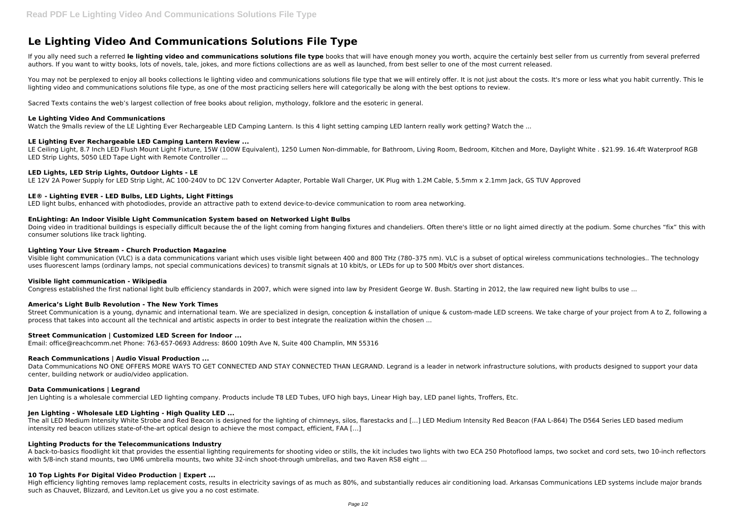# Le Lighting Video And Communications Solutions File Type

If you ally need such a referred **le lighting video and communications solutions file type** books that will have enough money you worth, acquire the certainly best seller from us currently from several preferred authors. If you want to witty books, lots of novels, tale, jokes, and more fictions collections are as well as launched, from best seller to one of the most current released.

You may not be perplexed to enjoy all books collections le lighting video and communications solutions file type that we will entirely offer. It is not just about the costs. It's more or less what you habit currently. This le lighting video and communications solutions file type, as one of the most practicing sellers here will categorically be along with the best options to review.

Sacred Texts contains the web's largest collection of free books about religion, mythology, folklore and the esoteric in general.

### Le Lighting Video And Communications

Watch the 9malls review of the LE Lighting Ever Rechargeable LED Camping Lantern. Is this 4 light setting camping LED lantern really work getting? Watch the ...

### LE Lighting Ever Rechargeable LED Camping Lantern Review ...

LE Ceiling Light, 8.7 Inch LED Flush Mount Light Fixture, 15W (100W Equivalent), 1250 Lumen Non-dimmable, for Bathroom, Living Room, Bedroom, Kitchen and More, Daylight White . $21.99. 16.4ft Waterproof RGB LED Strip Lights, 5050 LED Tape Light with Remote Controller ...

### LED Lights, LED Strip Lights, Outdoor Lights - LE

LE 12V 2A Power Supply for LED Strip Light, AC 100-240V to DC 12V Converter Adapter, Portable Wall Charger, UK Plug with 1.2M Cable, 5.5mm x 2.1mm Jack, GS TUV Approved

### LE® - Lighting EVER - LED Bulbs, LED Lights, Light Fittings

LED light bulbs, enhanced with photodiodes, provide an attractive path to extend device-to-device communication to room area networking.

### EnLighting: An Indoor Visible Light Communication System based on Networked Light Bulbs

Doing video in traditional buildings is especially difficult because the of the light coming from hanging fixtures and chandeliers. Often there's little or no light aimed directly at the podium. Some churches "fix" this with consumer solutions like track lighting.

### Lighting Your Live Stream - Church Production Magazine

Visible light communication (VLC) is a data communications variant which uses visible light between 400 and 800 THz (780–375 nm). VLC is a subset of optical wireless communications technologies.. The technology uses fluorescent lamps (ordinary lamps, not special communications devices) to transmit signals at 10 kbit/s, or LEDs for up to 500 Mbit/s over short distances.

### Visible light communication - Wikipedia

Congress established the first national light bulb efficiency standards in 2007, which were signed into law by President George W. Bush. Starting in 2012, the law required new light bulbs to use ...

### America's Light Bulb Revolution - The New York Times

Street Communication is a young, dynamic and international team. We are specialized in design, conception & installation of unique & custom-made LED screens. We take charge of your project from A to Z, following a process that takes into account all the technical and artistic aspects in order to best integrate the realization within the chosen ...

### Street Communication | Customized LED Screen for Indoor ...

Email: office@reachcomm.net Phone: 763-657-0693 Address: 8600 109th Ave N, Suite 400 Champlin, MN 55316

### Reach Communications | Audio Visual Production ...

Data Communications NO ONE OFFERS MORE WAYS TO GET CONNECTED AND STAY CONNECTED THAN LEGRAND. Legrand is a leader in network infrastructure solutions, with products designed to support your data center, building network or audio/video application.

### Data Communications | Legrand

Jen Lighting is a wholesale commercial LED lighting company. Products include T8 LED Tubes, UFO high bays, Linear High bay, LED panel lights, Troffers, Etc.

### Jen Lighting - Wholesale LED Lighting - High Quality LED ...

The all LED Medium Intensity White Strobe and Red Beacon is designed for the lighting of chimneys, silos, flarestacks and […] LED Medium Intensity Red Beacon (FAA L-864) The D564 Series LED based medium intensity red beacon utilizes state-of-the-art optical design to achieve the most compact, efficient, FAA […]

### Lighting Products for the Telecommunications Industry

A back-to-basics floodlight kit that provides the essential lighting requirements for shooting video or stills, the kit includes two lights with two ECA 250 Photoflood lamps, two socket and cord sets, two 10-inch reflectors with 5/8-inch stand mounts, two UM6 umbrella mounts, two white 32-inch shoot-through umbrellas, and two Raven RS8 eight ...

### 10 Top Lights For Digital Video Production | Expert ...

High efficiency lighting removes lamp replacement costs, results in electricity savings of as much as 80%, and substantially reduces air conditioning load. Arkansas Communications LED systems include major brands such as Chauvet, Blizzard, and Leviton.Let us give you a no cost estimate.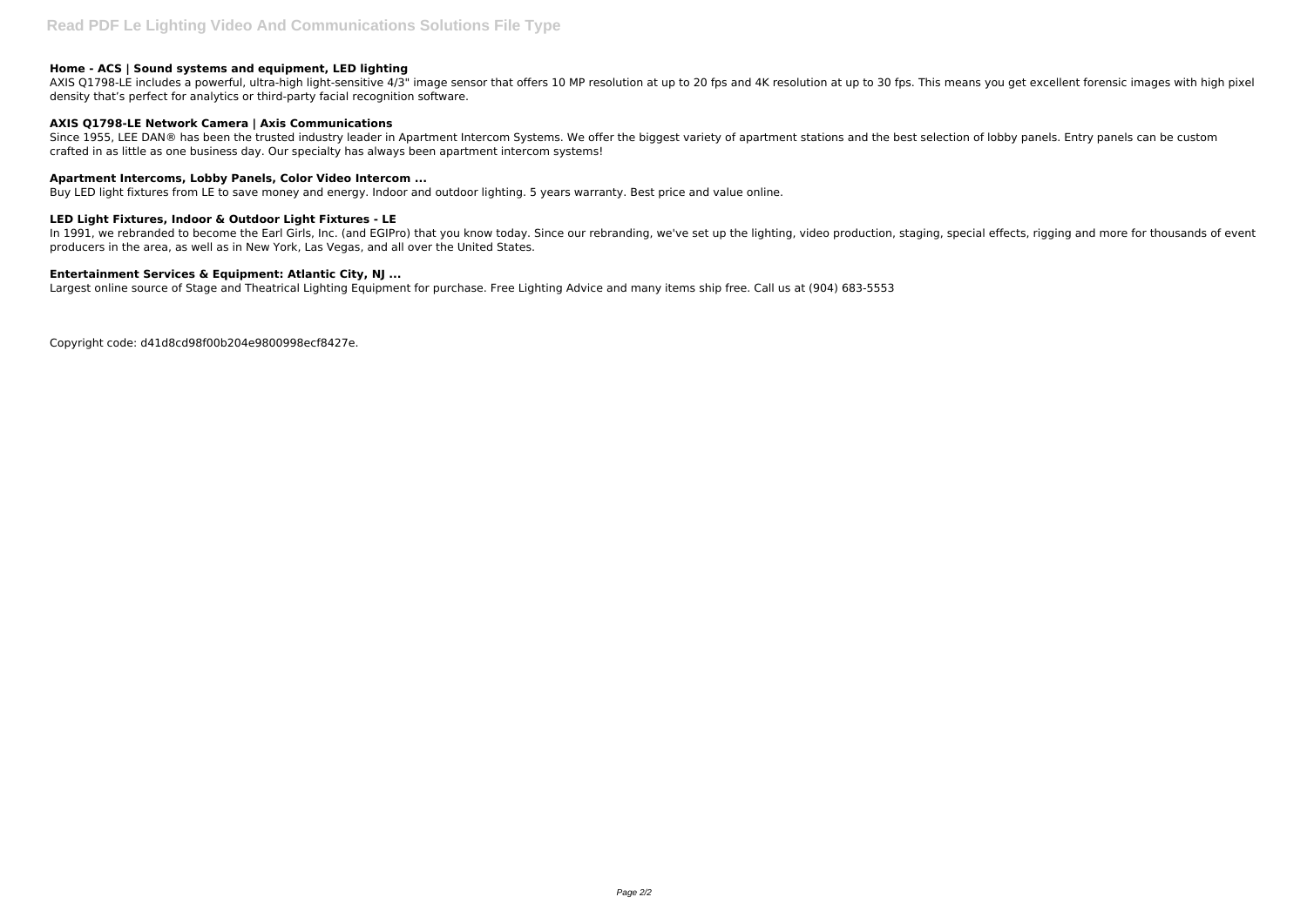### Home - ACS | Sound systems and equipment, LED lighting

AXIS Q1798-LE includes a powerful, ultra-high light-sensitive 4/3" image sensor that offers 10 MP resolution at up to 20 fps and 4K resolution at up to 30 fps. This means you get excellent forensic images with high pixel density that's perfect for analytics or third-party facial recognition software.

### AXIS Q1798-LE Network Camera | Axis Communications

Since 1955, LEE DAN® has been the trusted industry leader in Apartment Intercom Systems. We offer the biggest variety of apartment stations and the best selection of lobby panels. Entry panels can be custom crafted in as little as one business day. Our specialty has always been apartment intercom systems!

### Apartment Intercoms, Lobby Panels, Color Video Intercom ...

Buy LED light fixtures from LE to save money and energy. Indoor and outdoor lighting. 5 years warranty. Best price and value online.

### LED Light Fixtures, Indoor & Outdoor Light Fixtures - LE

In 1991, we rebranded to become the Earl Girls, Inc. (and EGIPro) that you know today. Since our rebranding, we've set up the lighting, video production, staging, special effects, rigging and more for thousands of event producers in the area, as well as in New York, Las Vegas, and all over the United States.

### Entertainment Services & Equipment: Atlantic City, NJ ...

Largest online source of Stage and Theatrical Lighting Equipment for purchase. Free Lighting Advice and many items ship free. Call us at (904) 683-5553

Copyright code: d41d8cd98f00b204e9800998ecf8427e.